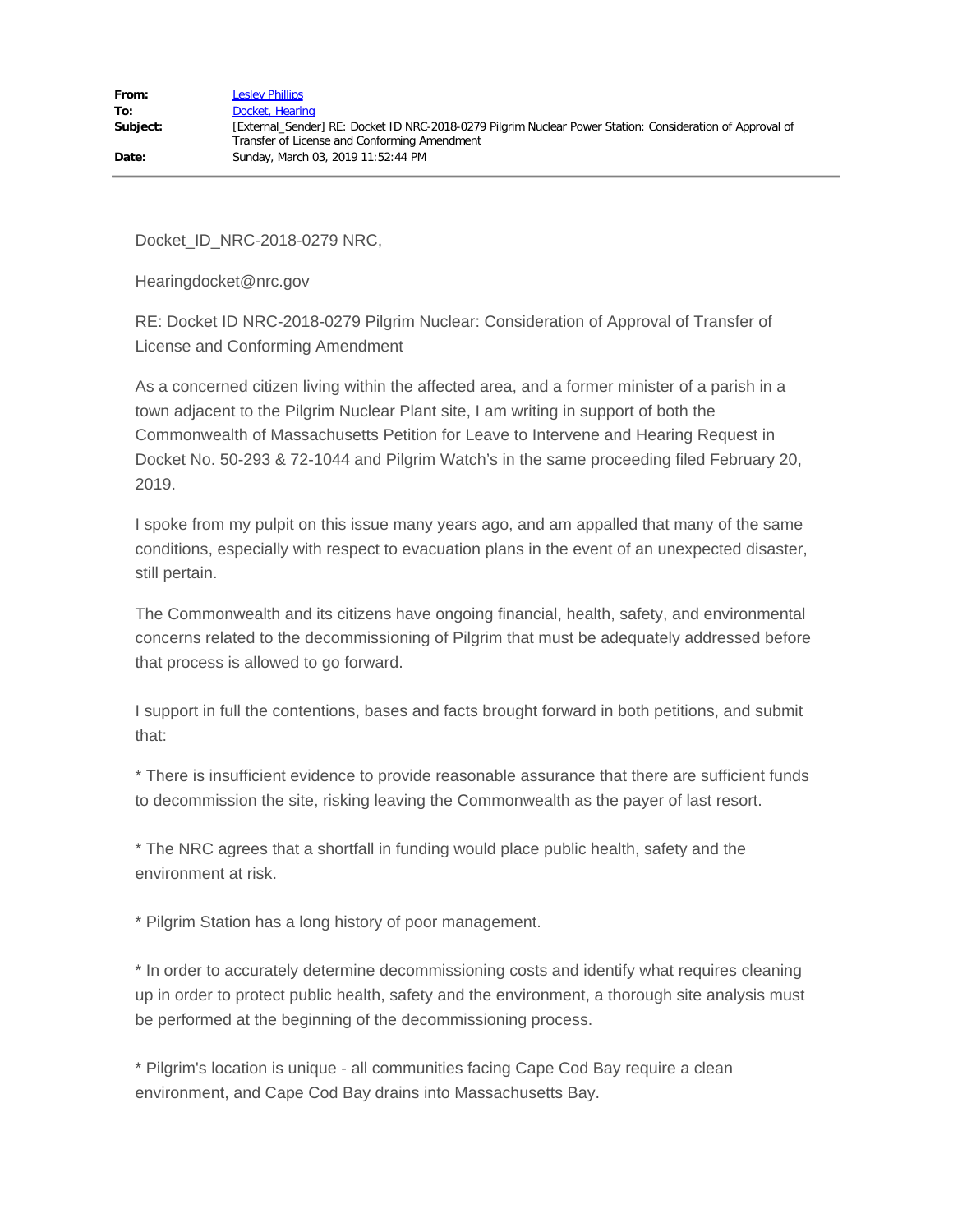**From:** Lesley Phillips
**To:** Docket, Hearing
**Subject:** [External_Sender] RE: Docket ID NRC-2018-0279 Pilgrim Nuclear Power Station: Consideration of Approval of Transfer of License and Conforming Amendment
**Date:** Sunday, March 03, 2019 11:52:44 PM

Docket_ID_NRC-2018-0279 NRC,

Hearingdocket@nrc.gov

RE: Docket ID NRC-2018-0279 Pilgrim Nuclear: Consideration of Approval of Transfer of License and Conforming Amendment

As a concerned citizen living within the affected area, and a former minister of a parish in a town adjacent to the Pilgrim Nuclear Plant site, I am writing in support of both the Commonwealth of Massachusetts Petition for Leave to Intervene and Hearing Request in Docket No. 50-293 & 72-1044 and Pilgrim Watch's in the same proceeding filed February 20, 2019.

I spoke from my pulpit on this issue many years ago, and am appalled that many of the same conditions, especially with respect to evacuation plans in the event of an unexpected disaster, still pertain.

The Commonwealth and its citizens have ongoing financial, health, safety, and environmental concerns related to the decommissioning of Pilgrim that must be adequately addressed before that process is allowed to go forward.

I support in full the contentions, bases and facts brought forward in both petitions, and submit that:

* There is insufficient evidence to provide reasonable assurance that there are sufficient funds to decommission the site, risking leaving the Commonwealth as the payer of last resort.

* The NRC agrees that a shortfall in funding would place public health, safety and the environment at risk.

* Pilgrim Station has a long history of poor management.

* In order to accurately determine decommissioning costs and identify what requires cleaning up in order to protect public health, safety and the environment, a thorough site analysis must be performed at the beginning of the decommissioning process.

* Pilgrim's location is unique - all communities facing Cape Cod Bay require a clean environment, and Cape Cod Bay drains into Massachusetts Bay.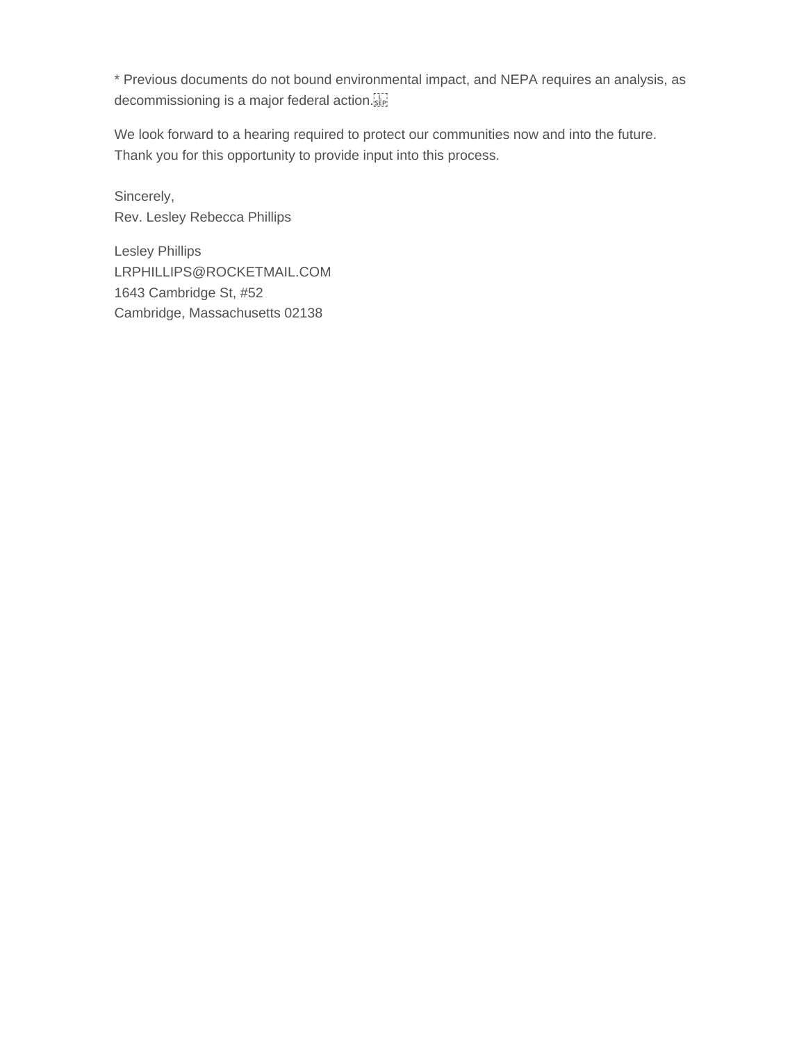* Previous documents do not bound environmental impact, and NEPA requires an analysis, as decommissioning is a major federal action.

We look forward to a hearing required to protect our communities now and into the future. Thank you for this opportunity to provide input into this process.

Sincerely,
Rev. Lesley Rebecca Phillips

Lesley Phillips
LRPHILLIPS@ROCKETMAIL.COM
1643 Cambridge St, #52
Cambridge, Massachusetts 02138